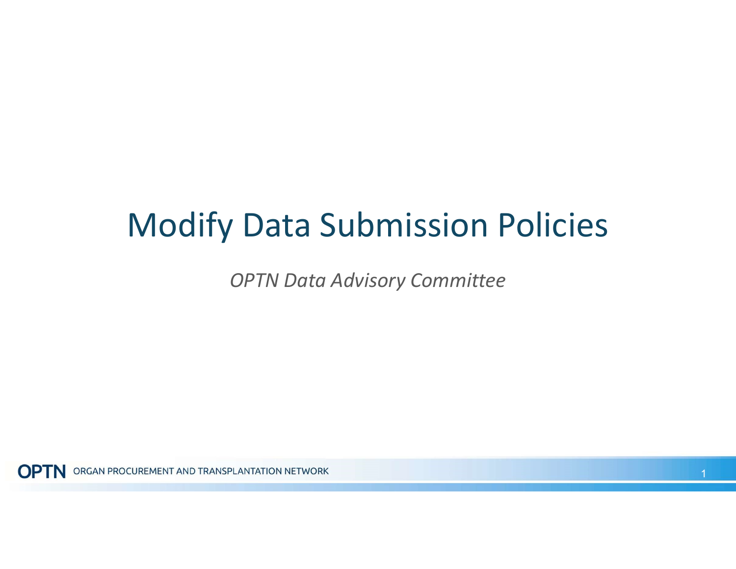# Modify Data Submission Policies

*OPTN Data Advisory Committee*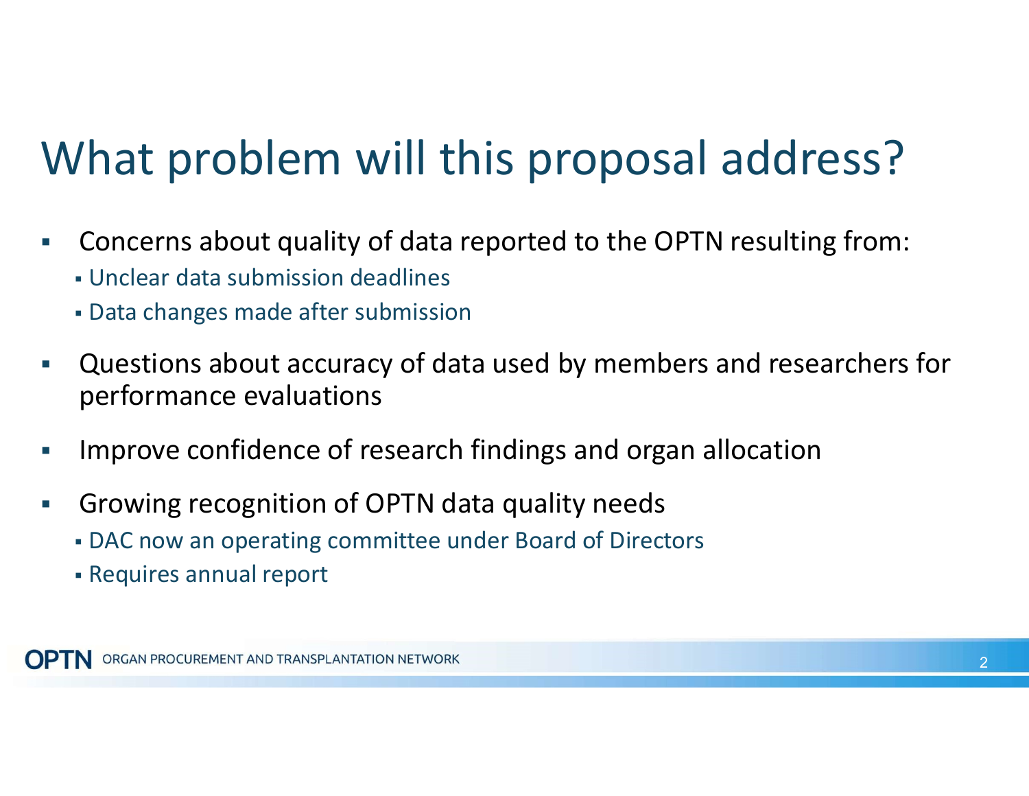# What problem will this proposal address?

- Concerns about quality of data reported to the OPTN resulting from:
  - Unclear data submission deadlines
  - Data changes made after submission
- Questions about accuracy of data used by members and researchers for performance evaluations
- Improve confidence of research findings and organ allocation
- Growing recognition of OPTN data quality needs
  - DAC now an operating committee under Board of Directors
  - Requires annual report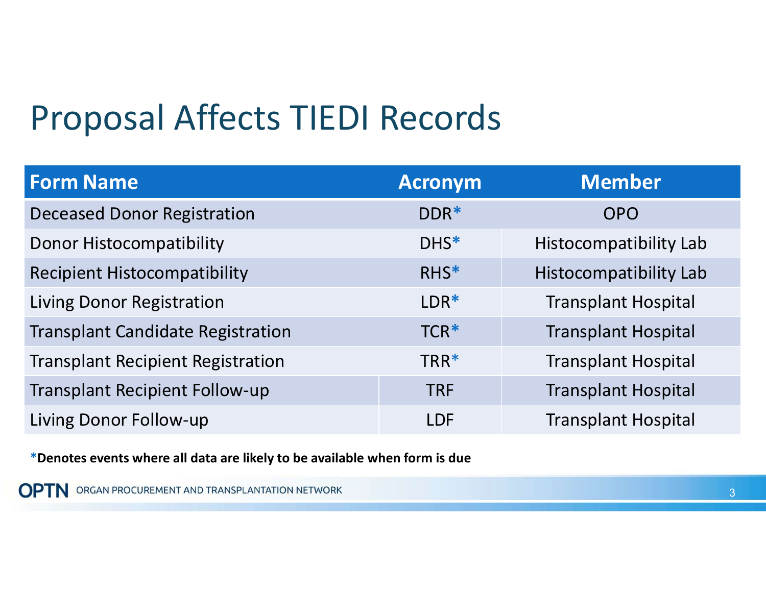# Proposal Affects TIEDI Records

| Form Name | Acronym | Member |
|---|---|---|
| Deceased Donor Registration | DDR* | OPO |
| Donor Histocompatibility | DHS* | Histocompatibility Lab |
| Recipient Histocompatibility | RHS* | Histocompatibility Lab |
| Living Donor Registration | LDR* | Transplant Hospital |
| Transplant Candidate Registration | TCR* | Transplant Hospital |
| Transplant Recipient Registration | TRR* | Transplant Hospital |
| Transplant Recipient Follow-up | TRF | Transplant Hospital |
| Living Donor Follow-up | LDF | Transplant Hospital |

***Denotes events where all data are likely to be available when form is due**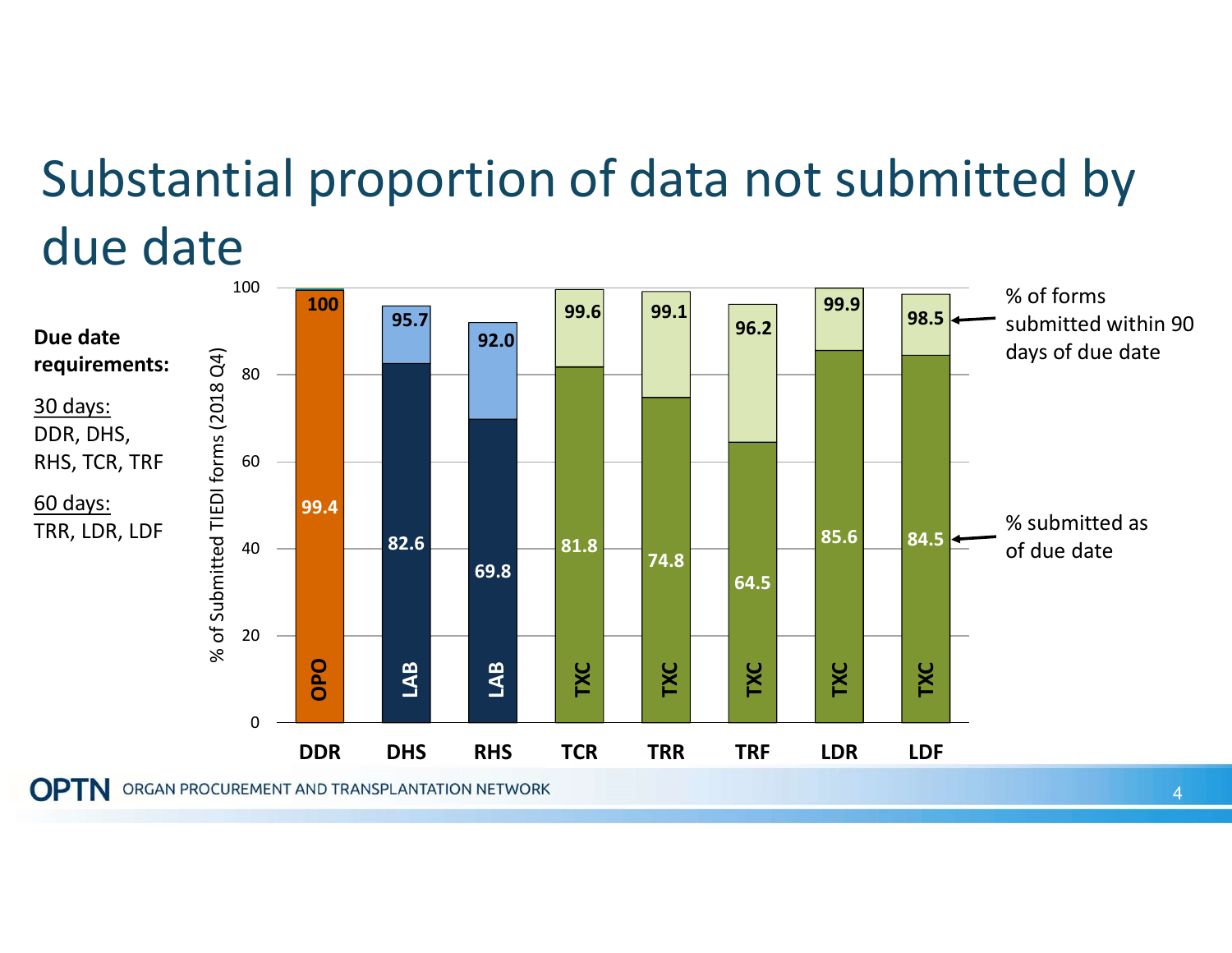# Substantial proportion of data not submitted by due date

**Due date requirements:**

30 days:
DDR, DHS, RHS, TCR, TRF

60 days:
TRR, LDR, LDF

% of Submitted TIEDI forms (2018 Q4)

100
80
60
40
20
0

100
99.4
OPO

95.7
82.6
LAB

92.0
69.8
LAB

99.6
81.8
TXC

99.1
74.8
TXC

96.2
64.5
TXC

99.9
85.6
TXC

98.5
84.5
TXC

DDR DHS RHS TCR TRR TRF LDR LDF

% of forms submitted within 90 days of due date

% submitted as of due date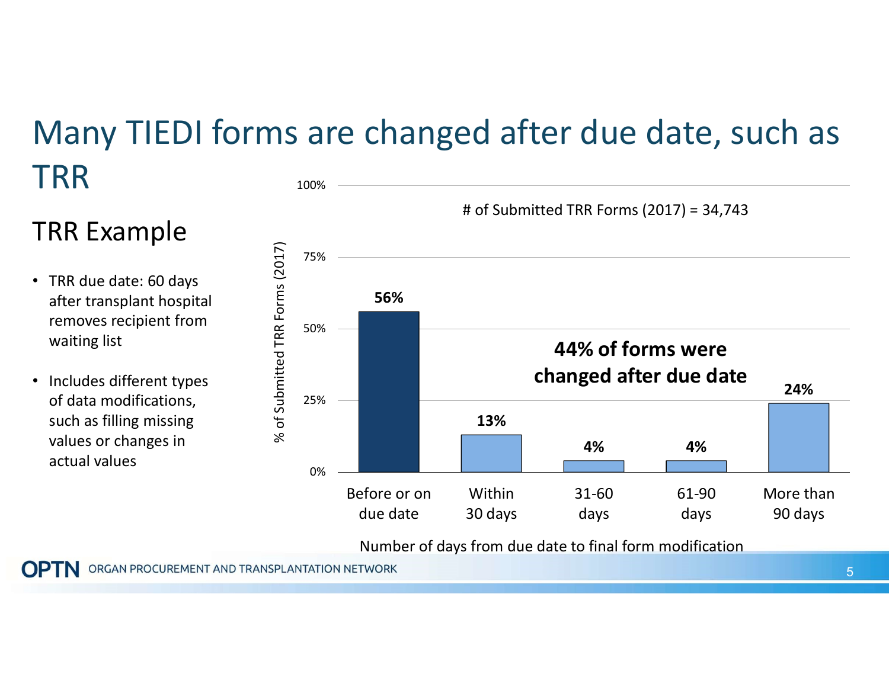# Many TIEDI forms are changed after due date, such as TRR

## TRR Example

- TRR due date: 60 days after transplant hospital removes recipient from waiting list
- Includes different types of data modifications, such as filling missing values or changes in actual values

# of Submitted TRR Forms (2017) = 34,743

% of Submitted TRR Forms (2017)

100%
75%
50%
25%
0%

56%
13%
4%
4%
24%

**44% of forms were changed after due date**

Before or on due date
Within 30 days
31-60 days
61-90 days
More than 90 days

Number of days from due date to final form modification

OPTN ORGAN PROCUREMENT AND TRANSPLANTATION NETWORK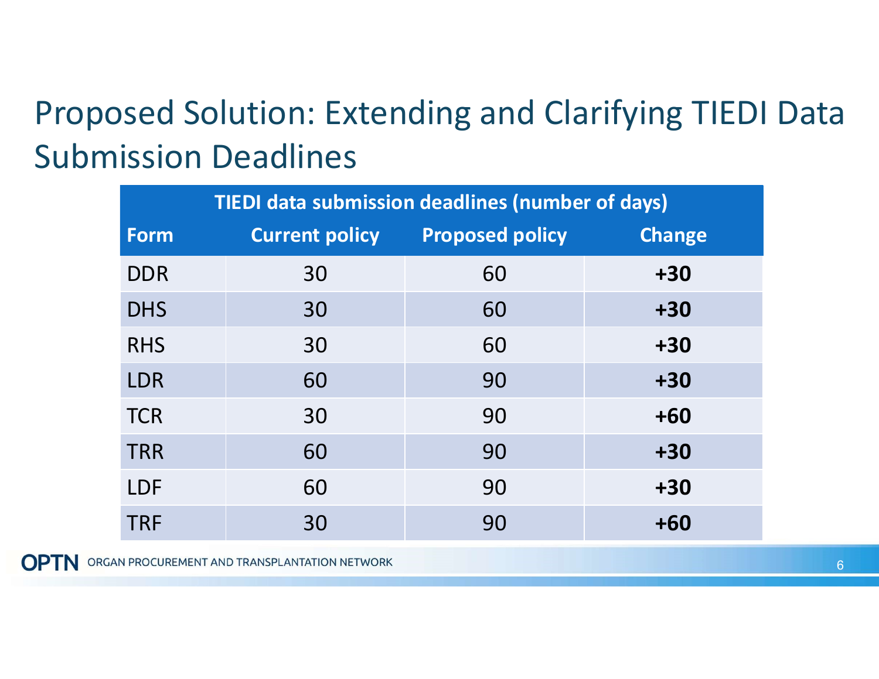# Proposed Solution: Extending and Clarifying TIEDI Data Submission Deadlines

| TIEDI data submission deadlines (number of days) | | | |
|---|---|---|---|
| **Form** | **Current policy** | **Proposed policy** | **Change** |
| DDR | 30 | 60 | **+30** |
| DHS | 30 | 60 | **+30** |
| RHS | 30 | 60 | **+30** |
| LDR | 60 | 90 | **+30** |
| TCR | 30 | 90 | **+60** |
| TRR | 60 | 90 | **+30** |
| LDF | 60 | 90 | **+30** |
| TRF | 30 | 90 | **+60** |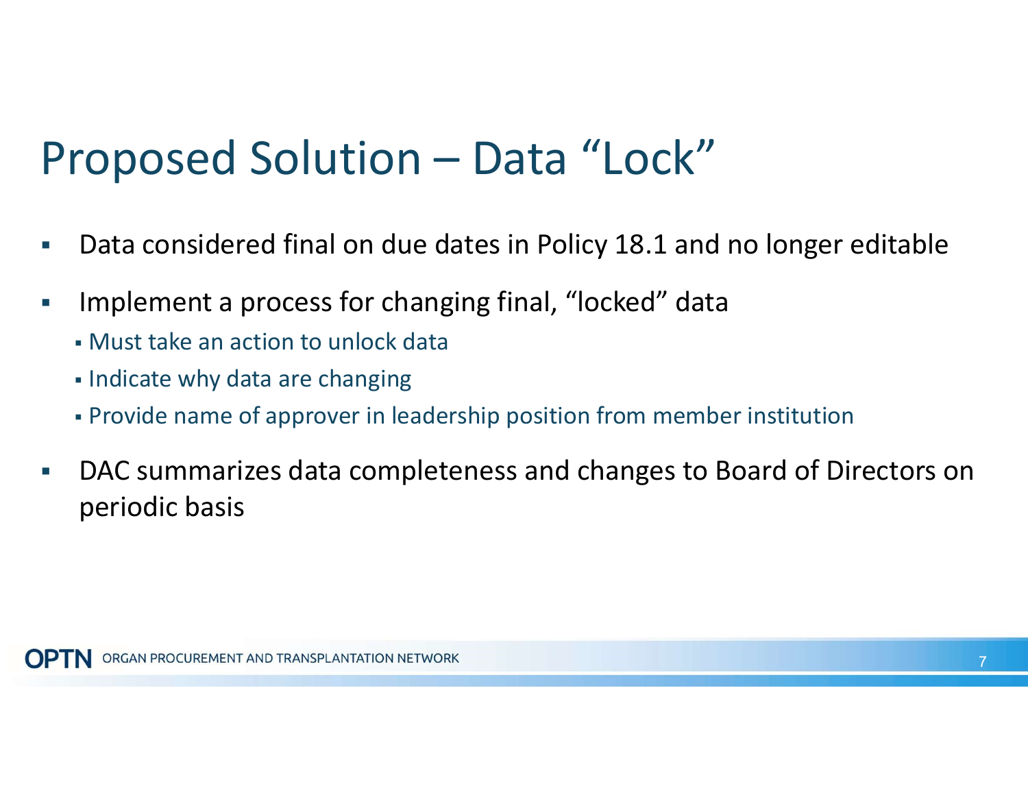# Proposed Solution – Data "Lock"

- Data considered final on due dates in Policy 18.1 and no longer editable
- Implement a process for changing final, "locked" data
  - Must take an action to unlock data
  - Indicate why data are changing
  - Provide name of approver in leadership position from member institution
- DAC summarizes data completeness and changes to Board of Directors on periodic basis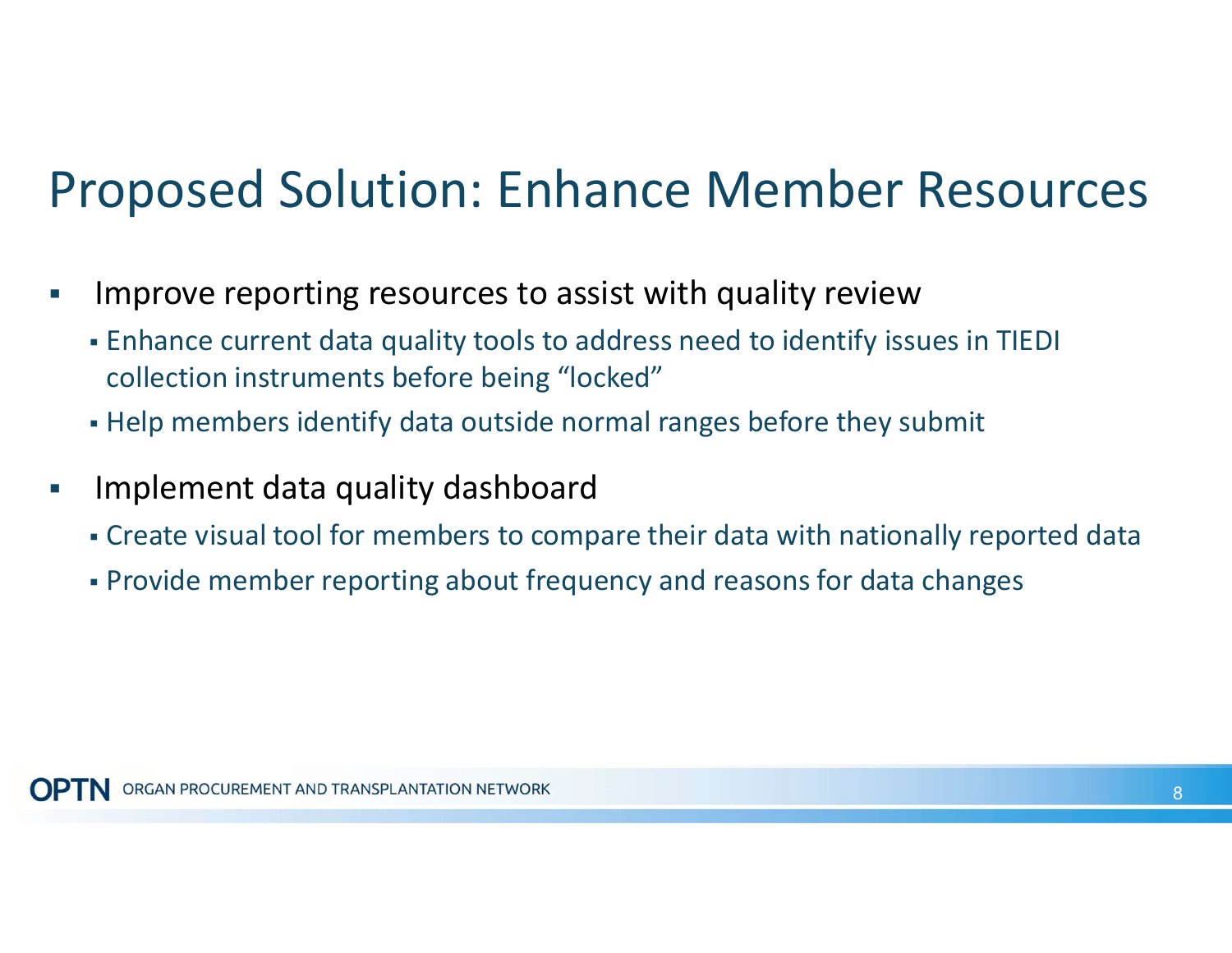# Proposed Solution: Enhance Member Resources

- Improve reporting resources to assist with quality review
  - Enhance current data quality tools to address need to identify issues in TIEDI collection instruments before being "locked"
  - Help members identify data outside normal ranges before they submit
- Implement data quality dashboard
  - Create visual tool for members to compare their data with nationally reported data
  - Provide member reporting about frequency and reasons for data changes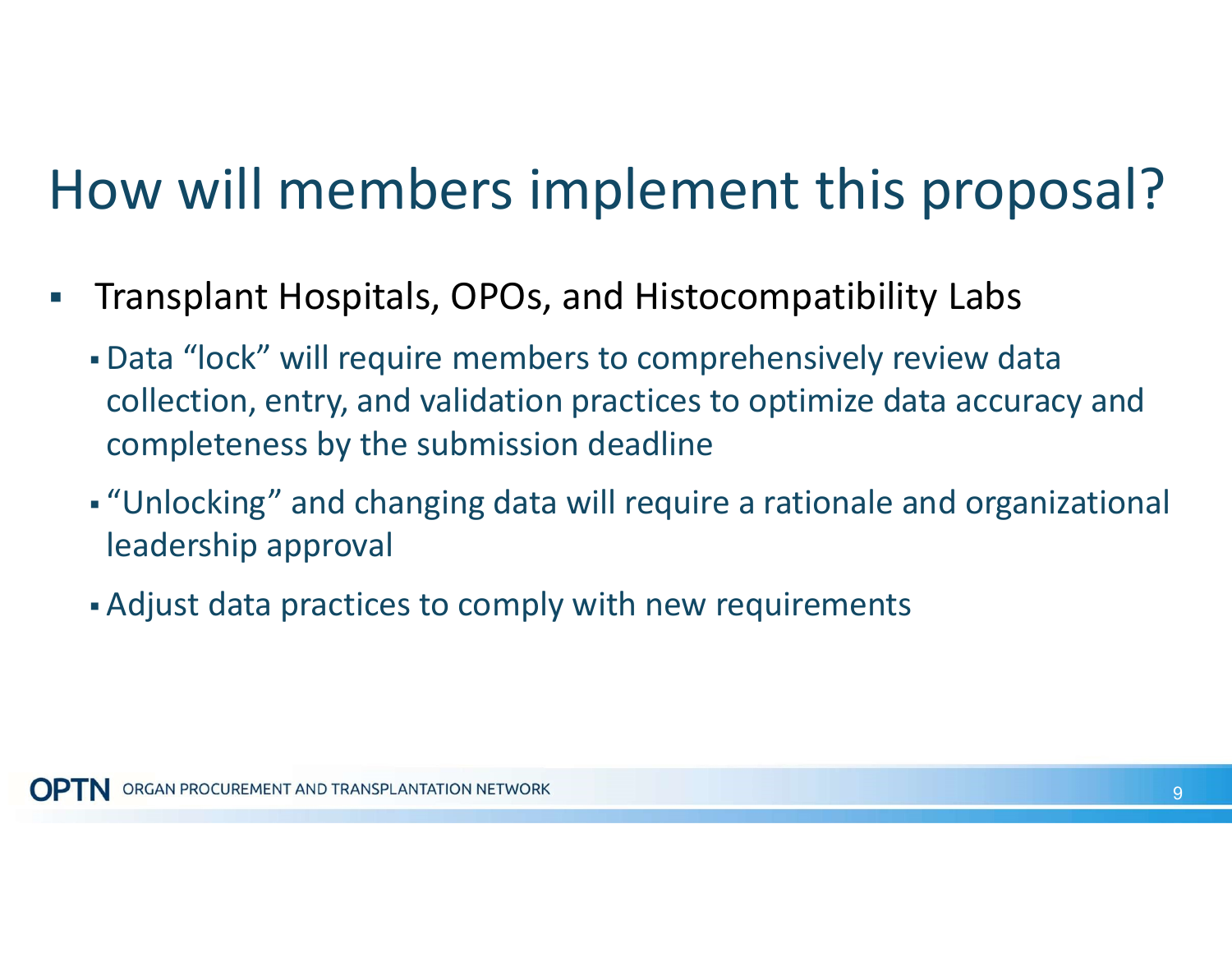# How will members implement this proposal?

- Transplant Hospitals, OPOs, and Histocompatibility Labs
  - Data “lock” will require members to comprehensively review data collection, entry, and validation practices to optimize data accuracy and completeness by the submission deadline
  - “Unlocking” and changing data will require a rationale and organizational leadership approval
  - Adjust data practices to comply with new requirements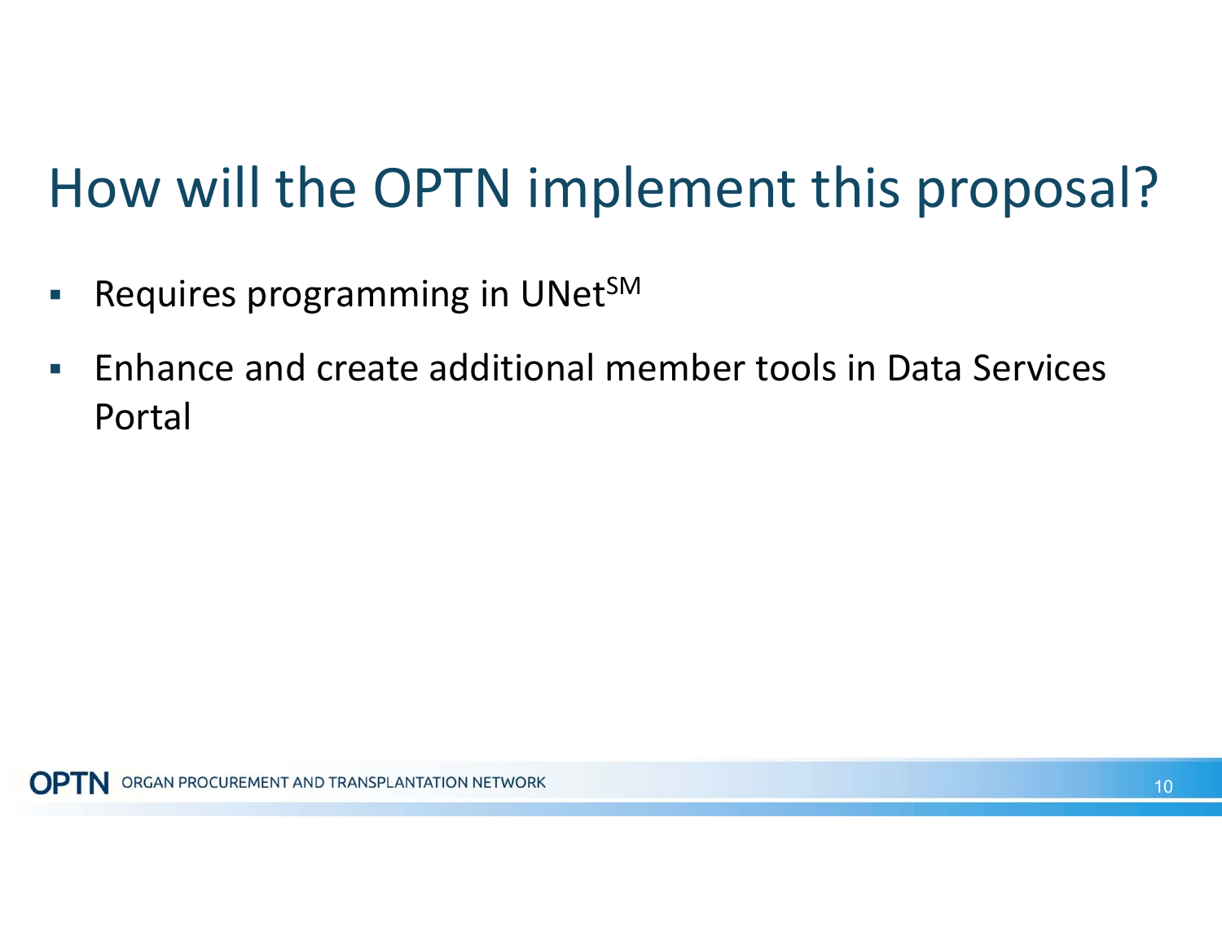# How will the OPTN implement this proposal?

- Requires programming in UNet[SM]
- Enhance and create additional member tools in Data Services Portal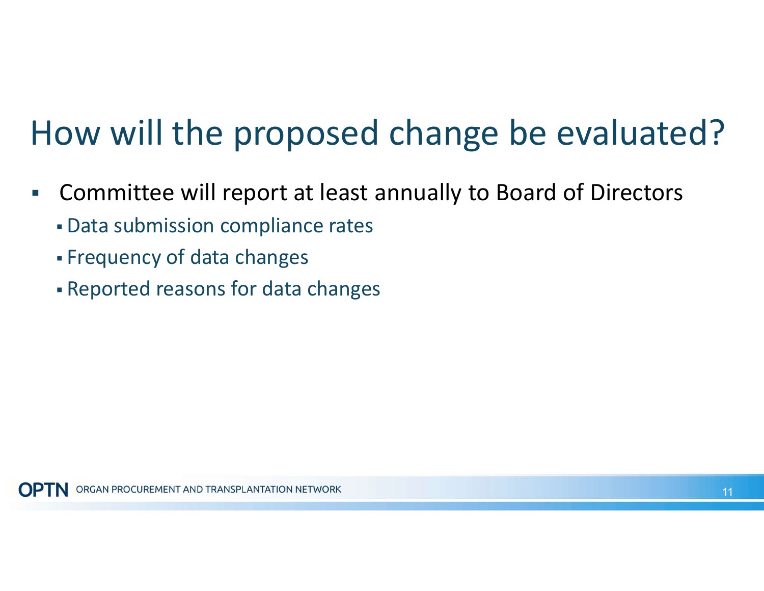# How will the proposed change be evaluated?

- Committee will report at least annually to Board of Directors
  - Data submission compliance rates
  - Frequency of data changes
  - Reported reasons for data changes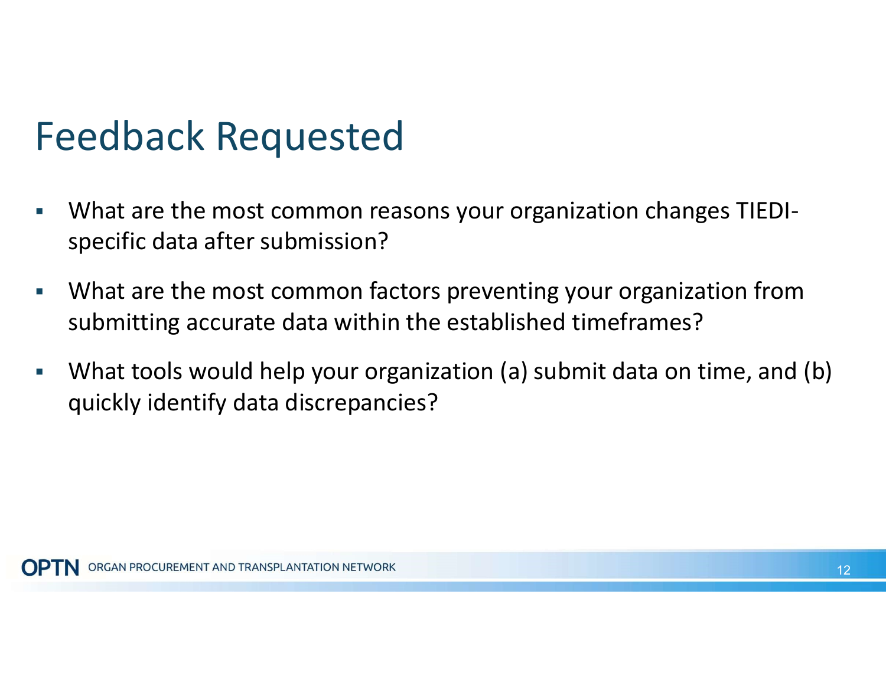# Feedback Requested

- What are the most common reasons your organization changes TIEDI-specific data after submission?
- What are the most common factors preventing your organization from submitting accurate data within the established timeframes?
- What tools would help your organization (a) submit data on time, and (b) quickly identify data discrepancies?